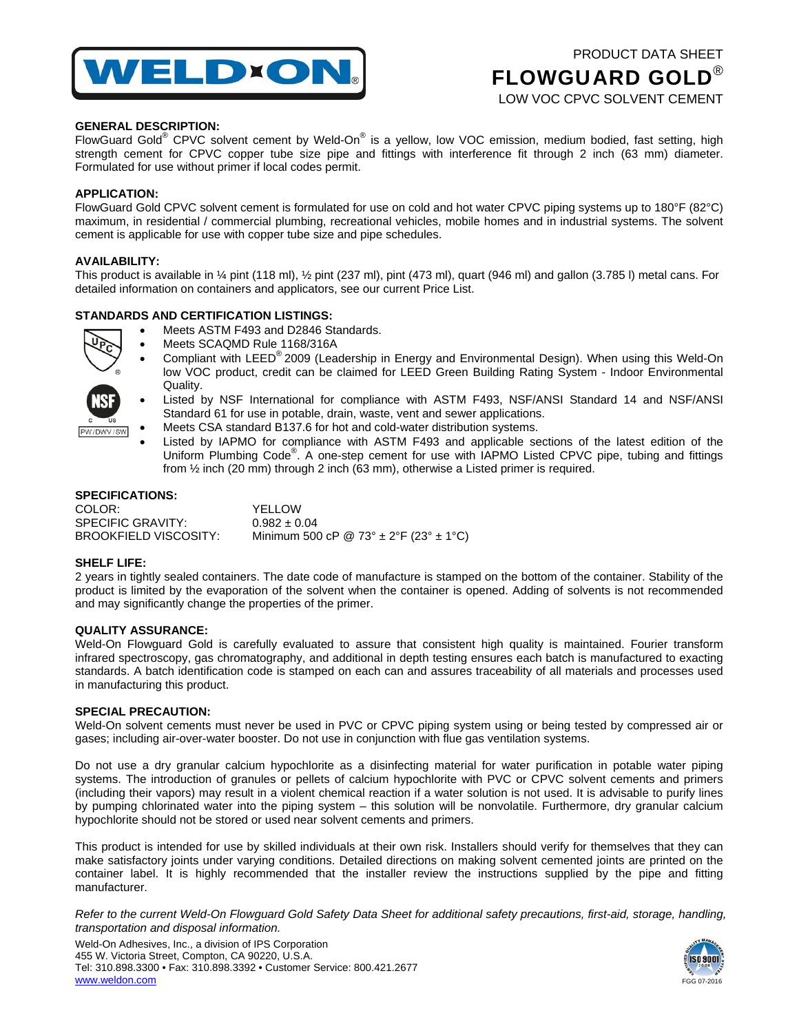PRODUCT DATA SHEET

# FLOWGUARD GOLD®

LOW VOC CPVC SOLVENT CEMENT

### GENERAL DESCRIPTION:

FlowGuard Gold® CPVC solvent cement by Weld-On® is a yellow, low VOC emission, medium bodied, fast setting, high strength cement for CPVC copper tube size pipe and fittings with interference fit through 2 inch (63 mm) diameter. Formulated for use without primer if local codes permit.

### APPLICATION:

FlowGuard Gold CPVC solvent cement is formulated for use on cold and hot water CPVC piping systems up to 180°F (82°C) maximum, in residential / commercial plumbing, recreational vehicles, mobile homes and in industrial systems. The solvent cement is applicable for use with copper tube size and pipe schedules.

### AVAILABILITY:

This product is available in ¼ pint (118 ml), ½ pint (237 ml), pint (473 ml), quart (946 ml) and gallon (3.785 l) metal cans. For detailed information on containers and applicators, see our current Price List.

### STANDARDS AND CERTIFICATION LISTINGS:

- Meets ASTM F493 and D2846 Standards.
- Meets SCAQMD Rule 1168/316A
- Compliant with LEED® 2009 (Leadership in Energy and Environmental Design). When using this Weld-On low VOC product, credit can be claimed for LEED Green Building Rating System - Indoor Environmental Quality.
- Listed by NSF International for compliance with ASTM F493, NSF/ANSI Standard 14 and NSF/ANSI Standard 61 for use in potable, drain, waste, vent and sewer applications.
- Meets CSA standard B137.6 for hot and cold-water distribution systems.
- Listed by IAPMO for compliance with ASTM F493 and applicable sections of the latest edition of the Uniform Plumbing Code®. A one-step cement for use with IAPMO Listed CPVC pipe, tubing and fittings from ½ inch (20 mm) through 2 inch (63 mm), otherwise a Listed primer is required.

### SPECIFICATIONS:

| | |
|---|---|
| COLOR: | YELLOW |
| SPECIFIC GRAVITY: | 0.982 ± 0.04 |
| BROOKFIELD VISCOSITY: | Minimum 500 cP @ 73° ± 2°F (23° ± 1°C) |

### SHELF LIFE:

2 years in tightly sealed containers. The date code of manufacture is stamped on the bottom of the container. Stability of the product is limited by the evaporation of the solvent when the container is opened. Adding of solvents is not recommended and may significantly change the properties of the primer.

### QUALITY ASSURANCE:

Weld-On Flowguard Gold is carefully evaluated to assure that consistent high quality is maintained. Fourier transform infrared spectroscopy, gas chromatography, and additional in depth testing ensures each batch is manufactured to exacting standards. A batch identification code is stamped on each can and assures traceability of all materials and processes used in manufacturing this product.

### SPECIAL PRECAUTION:

Weld-On solvent cements must never be used in PVC or CPVC piping system using or being tested by compressed air or gases; including air-over-water booster. Do not use in conjunction with flue gas ventilation systems.

Do not use a dry granular calcium hypochlorite as a disinfecting material for water purification in potable water piping systems. The introduction of granules or pellets of calcium hypochlorite with PVC or CPVC solvent cements and primers (including their vapors) may result in a violent chemical reaction if a water solution is not used. It is advisable to purify lines by pumping chlorinated water into the piping system – this solution will be nonvolatile. Furthermore, dry granular calcium hypochlorite should not be stored or used near solvent cements and primers.

This product is intended for use by skilled individuals at their own risk. Installers should verify for themselves that they can make satisfactory joints under varying conditions. Detailed directions on making solvent cemented joints are printed on the container label. It is highly recommended that the installer review the instructions supplied by the pipe and fitting manufacturer.

*Refer to the current Weld-On Flowguard Gold Safety Data Sheet for additional safety precautions, first-aid, storage, handling, transportation and disposal information.*

Weld-On Adhesives, Inc., a division of IPS Corporation
455 W. Victoria Street, Compton, CA 90220, U.S.A.
Tel: 310.898.3300 • Fax: 310.898.3392 • Customer Service: 800.421.2677
www.weldon.com

FGG 07-2016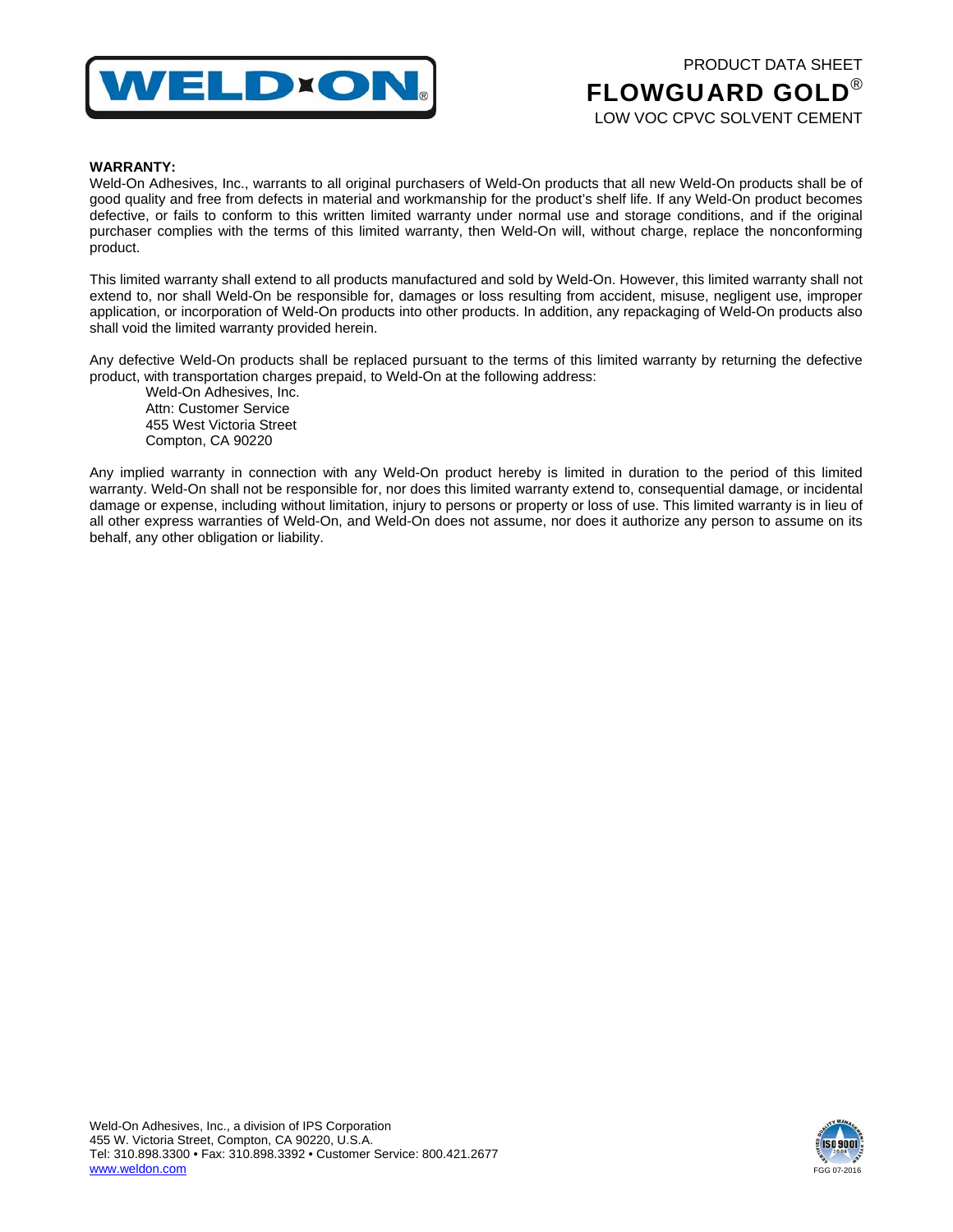**WARRANTY:**

Weld-On Adhesives, Inc., warrants to all original purchasers of Weld-On products that all new Weld-On products shall be of good quality and free from defects in material and workmanship for the product's shelf life. If any Weld-On product becomes defective, or fails to conform to this written limited warranty under normal use and storage conditions, and if the original purchaser complies with the terms of this limited warranty, then Weld-On will, without charge, replace the nonconforming product.

This limited warranty shall extend to all products manufactured and sold by Weld-On. However, this limited warranty shall not extend to, nor shall Weld-On be responsible for, damages or loss resulting from accident, misuse, negligent use, improper application, or incorporation of Weld-On products into other products. In addition, any repackaging of Weld-On products also shall void the limited warranty provided herein.

Any defective Weld-On products shall be replaced pursuant to the terms of this limited warranty by returning the defective product, with transportation charges prepaid, to Weld-On at the following address:

Weld-On Adhesives, Inc.
Attn: Customer Service
455 West Victoria Street
Compton, CA 90220

Any implied warranty in connection with any Weld-On product hereby is limited in duration to the period of this limited warranty. Weld-On shall not be responsible for, nor does this limited warranty extend to, consequential damage, or incidental damage or expense, including without limitation, injury to persons or property or loss of use. This limited warranty is in lieu of all other express warranties of Weld-On, and Weld-On does not assume, nor does it authorize any person to assume on its behalf, any other obligation or liability.